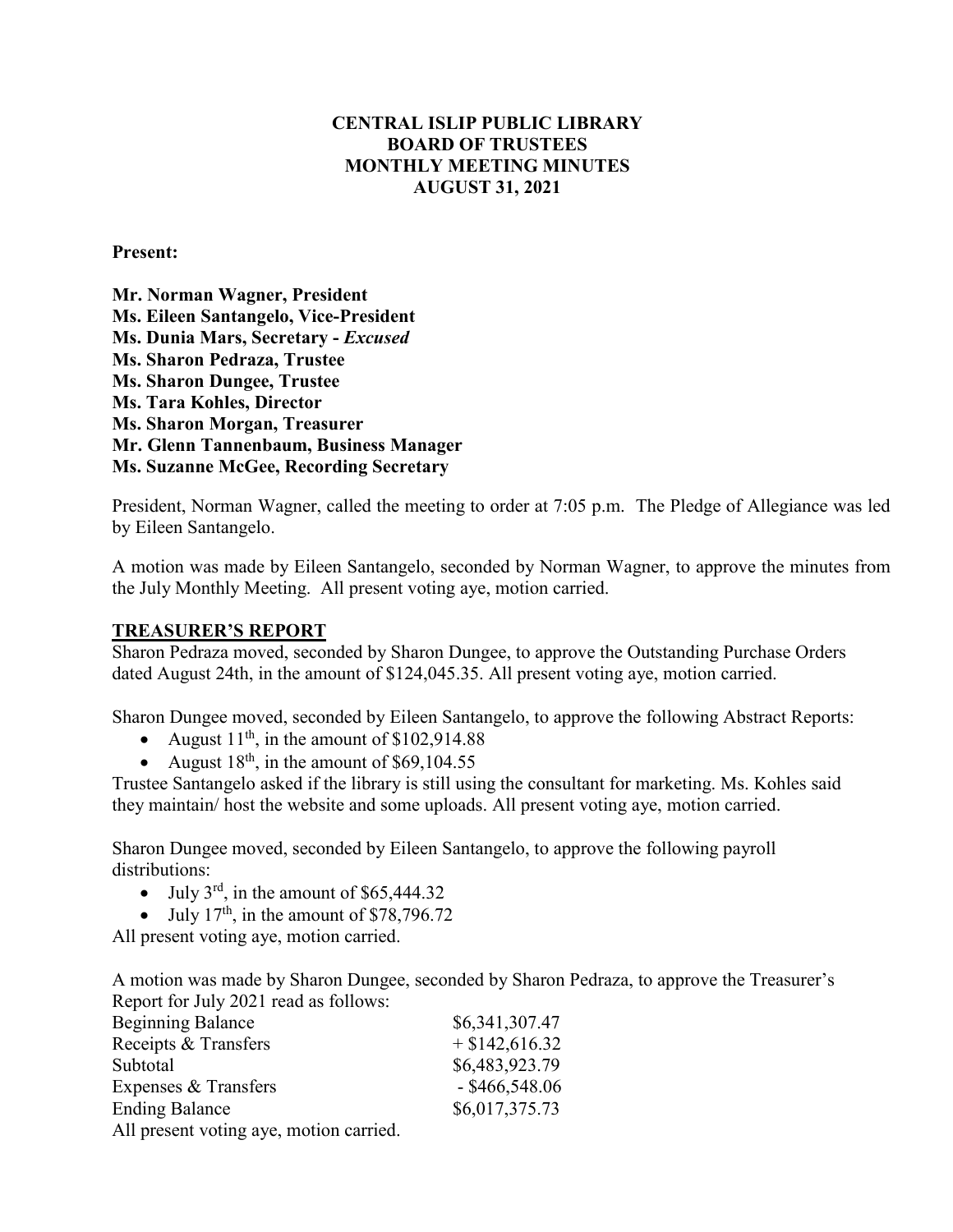# CENTRAL ISLIP PUBLIC LIBRARY
# BOARD OF TRUSTEES
# MONTHLY MEETING MINUTES
# AUGUST 31, 2021

**Present:**

**Mr. Norman Wagner, President**
**Ms. Eileen Santangelo, Vice-President**
**Ms. Dunia Mars, Secretary -** ***Excused***
**Ms. Sharon Pedraza, Trustee**
**Ms. Sharon Dungee, Trustee**
**Ms. Tara Kohles, Director**
**Ms. Sharon Morgan, Treasurer**
**Mr. Glenn Tannenbaum, Business Manager**
**Ms. Suzanne McGee, Recording Secretary**

President, Norman Wagner, called the meeting to order at 7:05 p.m. The Pledge of Allegiance was led by Eileen Santangelo.

A motion was made by Eileen Santangelo, seconded by Norman Wagner, to approve the minutes from the July Monthly Meeting. All present voting aye, motion carried.

## TREASURER'S REPORT

Sharon Pedraza moved, seconded by Sharon Dungee, to approve the Outstanding Purchase Orders dated August 24th, in the amount of $124,045.35. All present voting aye, motion carried.

Sharon Dungee moved, seconded by Eileen Santangelo, to approve the following Abstract Reports:

- August 11th, in the amount of $102,914.88
- August 18th, in the amount of $69,104.55

Trustee Santangelo asked if the library is still using the consultant for marketing. Ms. Kohles said they maintain/ host the website and some uploads. All present voting aye, motion carried.

Sharon Dungee moved, seconded by Eileen Santangelo, to approve the following payroll distributions:

- July 3rd, in the amount of $65,444.32
- July 17th, in the amount of $78,796.72

All present voting aye, motion carried.

A motion was made by Sharon Dungee, seconded by Sharon Pedraza, to approve the Treasurer's Report for July 2021 read as follows:

| | |
|---|---|
| Beginning Balance | $6,341,307.47 |
| Receipts & Transfers | + $142,616.32 |
| Subtotal | $6,483,923.79 |
| Expenses & Transfers | - $466,548.06 |
| Ending Balance | $6,017,375.73 |

All present voting aye, motion carried.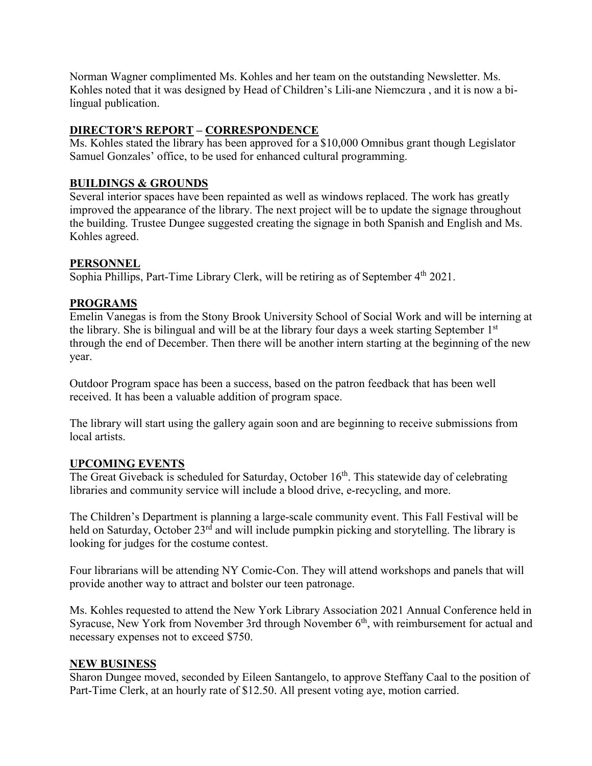Norman Wagner complimented Ms. Kohles and her team on the outstanding Newsletter. Ms. Kohles noted that it was designed by Head of Children's Lili-ane Niemczura , and it is now a bi-lingual publication.

## DIRECTOR'S REPORT – CORRESPONDENCE

Ms. Kohles stated the library has been approved for a $10,000 Omnibus grant though Legislator Samuel Gonzales' office, to be used for enhanced cultural programming.

## BUILDINGS & GROUNDS

Several interior spaces have been repainted as well as windows replaced. The work has greatly improved the appearance of the library. The next project will be to update the signage throughout the building. Trustee Dungee suggested creating the signage in both Spanish and English and Ms. Kohles agreed.

## PERSONNEL

Sophia Phillips, Part-Time Library Clerk, will be retiring as of September 4th 2021.

## PROGRAMS

Emelin Vanegas is from the Stony Brook University School of Social Work and will be interning at the library. She is bilingual and will be at the library four days a week starting September 1st through the end of December. Then there will be another intern starting at the beginning of the new year.

Outdoor Program space has been a success, based on the patron feedback that has been well received. It has been a valuable addition of program space.

The library will start using the gallery again soon and are beginning to receive submissions from local artists.

## UPCOMING EVENTS

The Great Giveback is scheduled for Saturday, October 16th. This statewide day of celebrating libraries and community service will include a blood drive, e-recycling, and more.

The Children's Department is planning a large-scale community event. This Fall Festival will be held on Saturday, October 23rd and will include pumpkin picking and storytelling. The library is looking for judges for the costume contest.

Four librarians will be attending NY Comic-Con. They will attend workshops and panels that will provide another way to attract and bolster our teen patronage.

Ms. Kohles requested to attend the New York Library Association 2021 Annual Conference held in Syracuse, New York from November 3rd through November 6th, with reimbursement for actual and necessary expenses not to exceed $750.

## NEW BUSINESS

Sharon Dungee moved, seconded by Eileen Santangelo, to approve Steffany Caal to the position of Part-Time Clerk, at an hourly rate of $12.50. All present voting aye, motion carried.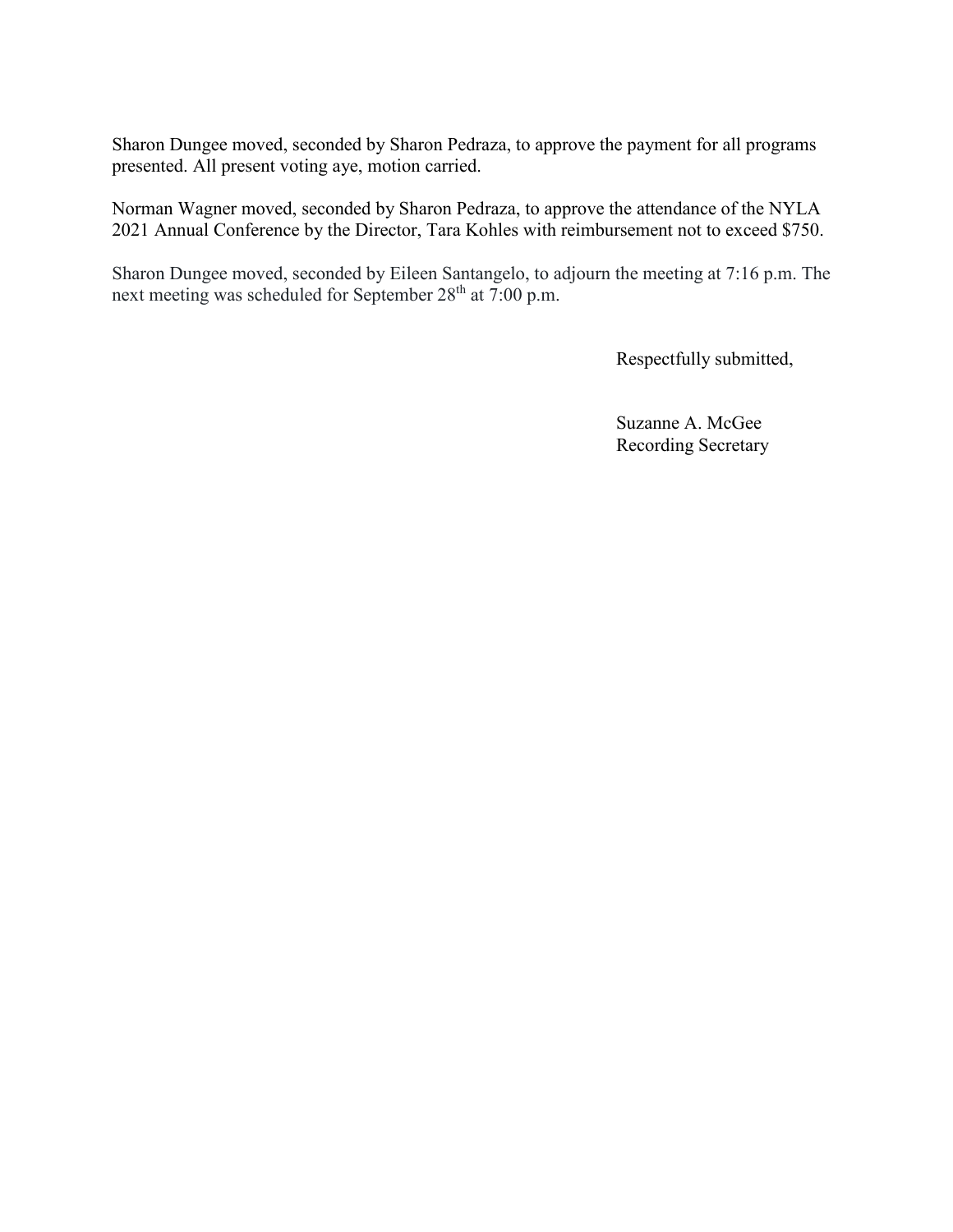Sharon Dungee moved, seconded by Sharon Pedraza, to approve the payment for all programs presented. All present voting aye, motion carried.

Norman Wagner moved, seconded by Sharon Pedraza, to approve the attendance of the NYLA 2021 Annual Conference by the Director, Tara Kohles with reimbursement not to exceed $750.

Sharon Dungee moved, seconded by Eileen Santangelo, to adjourn the meeting at 7:16 p.m. The next meeting was scheduled for September 28th at 7:00 p.m.

Respectfully submitted,

Suzanne A. McGee
Recording Secretary